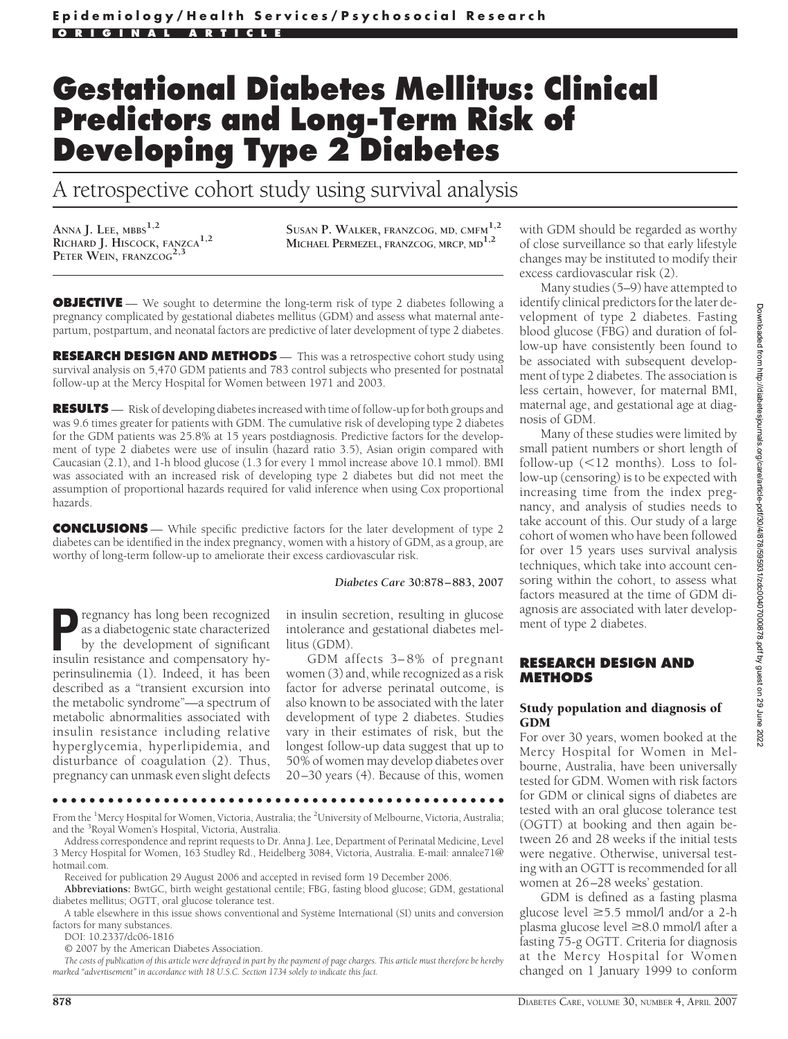# Gestational Diabetes Mellitus: Clinical Predictors and Long-Term Risk of Developing Type 2 Diabetes

## A retrospective cohort study using survival analysis

ANNA J. LEE, MBBS[1,2]
RICHARD J. HISCOCK, FANZCA[1,2]
PETER WEIN, FRANZCOG[2,3]
SUSAN P. WALKER, FRANZCOG, MD, CMFM[1,2]
MICHAEL PERMEZEL, FRANZCOG, MRCP, MD[1,2]

**OBJECTIVE** — We sought to determine the long-term risk of type 2 diabetes following a pregnancy complicated by gestational diabetes mellitus (GDM) and assess what maternal antepartum, postpartum, and neonatal factors are predictive of later development of type 2 diabetes.

**RESEARCH DESIGN AND METHODS** — This was a retrospective cohort study using survival analysis on 5,470 GDM patients and 783 control subjects who presented for postnatal follow-up at the Mercy Hospital for Women between 1971 and 2003.

**RESULTS** — Risk of developing diabetes increased with time of follow-up for both groups and was 9.6 times greater for patients with GDM. The cumulative risk of developing type 2 diabetes for the GDM patients was 25.8% at 15 years postdiagnosis. Predictive factors for the development of type 2 diabetes were use of insulin (hazard ratio 3.5), Asian origin compared with Caucasian (2.1), and 1-h blood glucose (1.3 for every 1 mmol increase above 10.1 mmol). BMI was associated with an increased risk of developing type 2 diabetes but did not meet the assumption of proportional hazards required for valid inference when using Cox proportional hazards.

**CONCLUSIONS** — While specific predictive factors for the later development of type 2 diabetes can be identified in the index pregnancy, women with a history of GDM, as a group, are worthy of long-term follow-up to ameliorate their excess cardiovascular risk.

*Diabetes Care* 30:878–883, 2007

Pregnancy has long been recognized as a diabetogenic state characterized by the development of significant insulin resistance and compensatory hyperinsulinemia (1). Indeed, it has been described as a "transient excursion into the metabolic syndrome"—a spectrum of metabolic abnormalities associated with insulin resistance including relative hyperglycemia, hyperlipidemia, and disturbance of coagulation (2). Thus, pregnancy can unmask even slight defects in insulin secretion, resulting in glucose intolerance and gestational diabetes mellitus (GDM).

GDM affects 3–8% of pregnant women (3) and, while recognized as a risk factor for adverse perinatal outcome, is also known to be associated with the later development of type 2 diabetes. Studies vary in their estimates of risk, but the longest follow-up data suggest that up to 50% of women may develop diabetes over 20–30 years (4). Because of this, women with GDM should be regarded as worthy of close surveillance so that early lifestyle changes may be instituted to modify their excess cardiovascular risk (2).

Many studies (5–9) have attempted to identify clinical predictors for the later development of type 2 diabetes. Fasting blood glucose (FBG) and duration of follow-up have consistently been found to be associated with subsequent development of type 2 diabetes. The association is less certain, however, for maternal BMI, maternal age, and gestational age at diagnosis of GDM.

Many of these studies were limited by small patient numbers or short length of follow-up (<12 months). Loss to follow-up (censoring) is to be expected with increasing time from the index pregnancy, and analysis of studies needs to take account of this. Our study of a large cohort of women who have been followed for over 15 years uses survival analysis techniques, which take into account censoring within the cohort, to assess what factors measured at the time of GDM diagnosis are associated with later development of type 2 diabetes.

## RESEARCH DESIGN AND METHODS

### Study population and diagnosis of GDM

For over 30 years, women booked at the Mercy Hospital for Women in Melbourne, Australia, have been universally tested for GDM. Women with risk factors for GDM or clinical signs of diabetes are tested with an oral glucose tolerance test (OGTT) at booking and then again between 26 and 28 weeks if the initial tests were negative. Otherwise, universal testing with an OGTT is recommended for all women at 26–28 weeks' gestation.

GDM is defined as a fasting plasma glucose level ≥5.5 mmol/l and/or a 2-h plasma glucose level ≥8.0 mmol/l after a fasting 75-g OGTT. Criteria for diagnosis at the Mercy Hospital for Women changed on 1 January 1999 to conform

---

From the [1]Mercy Hospital for Women, Victoria, Australia; the [2]University of Melbourne, Victoria, Australia; and the [3]Royal Women's Hospital, Victoria, Australia.

Address correspondence and reprint requests to Dr. Anna J. Lee, Department of Perinatal Medicine, Level 3 Mercy Hospital for Women, 163 Studley Rd., Heidelberg 3084, Victoria, Australia. E-mail: annalee71@hotmail.com.

Received for publication 29 August 2006 and accepted in revised form 19 December 2006.

**Abbreviations:** BwtGC, birth weight gestational centile; FBG, fasting blood glucose; GDM, gestational diabetes mellitus; OGTT, oral glucose tolerance test.

A table elsewhere in this issue shows conventional and Système International (SI) units and conversion factors for many substances.

DOI: 10.2337/dc06-1816

© 2007 by the American Diabetes Association.

*The costs of publication of this article were defrayed in part by the payment of page charges. This article must therefore be hereby marked "advertisement" in accordance with 18 U.S.C. Section 1734 solely to indicate this fact.*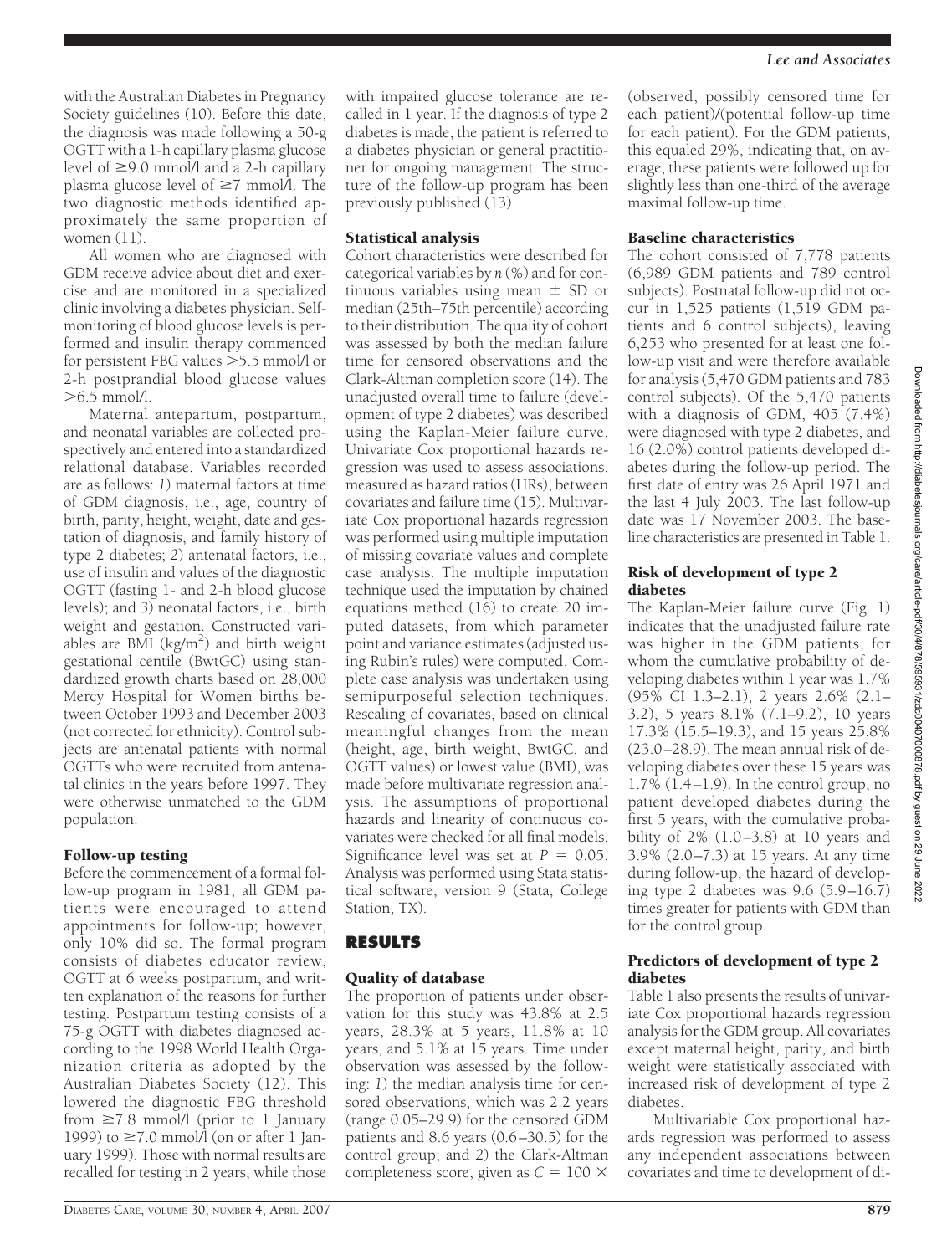with the Australian Diabetes in Pregnancy Society guidelines (10). Before this date, the diagnosis was made following a 50-g OGTT with a 1-h capillary plasma glucose level of ≥9.0 mmol/l and a 2-h capillary plasma glucose level of ≥7 mmol/l. The two diagnostic methods identified approximately the same proportion of women (11).

All women who are diagnosed with GDM receive advice about diet and exercise and are monitored in a specialized clinic involving a diabetes physician. Self-monitoring of blood glucose levels is performed and insulin therapy commenced for persistent FBG values >5.5 mmol/l or 2-h postprandial blood glucose values >6.5 mmol/l.

Maternal antepartum, postpartum, and neonatal variables are collected prospectively and entered into a standardized relational database. Variables recorded are as follows: *1*) maternal factors at time of GDM diagnosis, i.e., age, country of birth, parity, height, weight, date and gestation of diagnosis, and family history of type 2 diabetes; *2*) antenatal factors, i.e., use of insulin and values of the diagnostic OGTT (fasting 1- and 2-h blood glucose levels); and *3*) neonatal factors, i.e., birth weight and gestation. Constructed variables are BMI (kg/m$^2$) and birth weight gestational centile (BwtGC) using standardized growth charts based on 28,000 Mercy Hospital for Women births between October 1993 and December 2003 (not corrected for ethnicity). Control subjects are antenatal patients with normal OGTTs who were recruited from antenatal clinics in the years before 1997. They were otherwise unmatched to the GDM population.

### Follow-up testing

Before the commencement of a formal follow-up program in 1981, all GDM patients were encouraged to attend appointments for follow-up; however, only 10% did so. The formal program consists of diabetes educator review, OGTT at 6 weeks postpartum, and written explanation of the reasons for further testing. Postpartum testing consists of a 75-g OGTT with diabetes diagnosed according to the 1998 World Health Organization criteria as adopted by the Australian Diabetes Society (12). This lowered the diagnostic FBG threshold from ≥7.8 mmol/l (prior to 1 January 1999) to ≥7.0 mmol/l (on or after 1 January 1999). Those with normal results are recalled for testing in 2 years, while those with impaired glucose tolerance are recalled in 1 year. If the diagnosis of type 2 diabetes is made, the patient is referred to a diabetes physician or general practitioner for ongoing management. The structure of the follow-up program has been previously published (13).

### Statistical analysis

Cohort characteristics were described for categorical variables by *n* (%) and for continuous variables using mean ± SD or median (25th–75th percentile) according to their distribution. The quality of cohort was assessed by both the median failure time for censored observations and the Clark-Altman completion score (14). The unadjusted overall time to failure (development of type 2 diabetes) was described using the Kaplan-Meier failure curve. Univariate Cox proportional hazards regression was used to assess associations, measured as hazard ratios (HRs), between covariates and failure time (15). Multivariate Cox proportional hazards regression was performed using multiple imputation of missing covariate values and complete case analysis. The multiple imputation technique used the imputation by chained equations method (16) to create 20 imputed datasets, from which parameter point and variance estimates (adjusted using Rubin's rules) were computed. Complete case analysis was undertaken using semipurposeful selection techniques. Rescaling of covariates, based on clinical meaningful changes from the mean (height, age, birth weight, BwtGC, and OGTT values) or lowest value (BMI), was made before multivariate regression analysis. The assumptions of proportional hazards and linearity of continuous covariates were checked for all final models. Significance level was set at $P = 0.05$. Analysis was performed using Stata statistical software, version 9 (Stata, College Station, TX).

## RESULTS

### Quality of database

The proportion of patients under observation for this study was 43.8% at 2.5 years, 28.3% at 5 years, 11.8% at 10 years, and 5.1% at 15 years. Time under observation was assessed by the following: *1*) the median analysis time for censored observations, which was 2.2 years (range 0.05–29.9) for the censored GDM patients and 8.6 years (0.6–30.5) for the control group; and *2*) the Clark-Altman completeness score, given as $C = 100 \times$ (observed, possibly censored time for each patient)/(potential follow-up time for each patient). For the GDM patients, this equaled 29%, indicating that, on average, these patients were followed up for slightly less than one-third of the average maximal follow-up time.

### Baseline characteristics

The cohort consisted of 7,778 patients (6,989 GDM patients and 789 control subjects). Postnatal follow-up did not occur in 1,525 patients (1,519 GDM patients and 6 control subjects), leaving 6,253 who presented for at least one follow-up visit and were therefore available for analysis (5,470 GDM patients and 783 control subjects). Of the 5,470 patients with a diagnosis of GDM, 405 (7.4%) were diagnosed with type 2 diabetes, and 16 (2.0%) control patients developed diabetes during the follow-up period. The first date of entry was 26 April 1971 and the last 4 July 2003. The last follow-up date was 17 November 2003. The baseline characteristics are presented in Table 1.

### Risk of development of type 2 diabetes

The Kaplan-Meier failure curve (Fig. 1) indicates that the unadjusted failure rate was higher in the GDM patients, for whom the cumulative probability of developing diabetes within 1 year was 1.7% (95% CI 1.3–2.1), 2 years 2.6% (2.1–3.2), 5 years 8.1% (7.1–9.2), 10 years 17.3% (15.5–19.3), and 15 years 25.8% (23.0–28.9). The mean annual risk of developing diabetes over these 15 years was 1.7% (1.4–1.9). In the control group, no patient developed diabetes during the first 5 years, with the cumulative probability of 2% (1.0–3.8) at 10 years and 3.9% (2.0–7.3) at 15 years. At any time during follow-up, the hazard of developing type 2 diabetes was 9.6 (5.9–16.7) times greater for patients with GDM than for the control group.

### Predictors of development of type 2 diabetes

Table 1 also presents the results of univariate Cox proportional hazards regression analysis for the GDM group. All covariates except maternal height, parity, and birth weight were statistically associated with increased risk of development of type 2 diabetes.

Multivariable Cox proportional hazards regression was performed to assess any independent associations between covariates and time to development of di-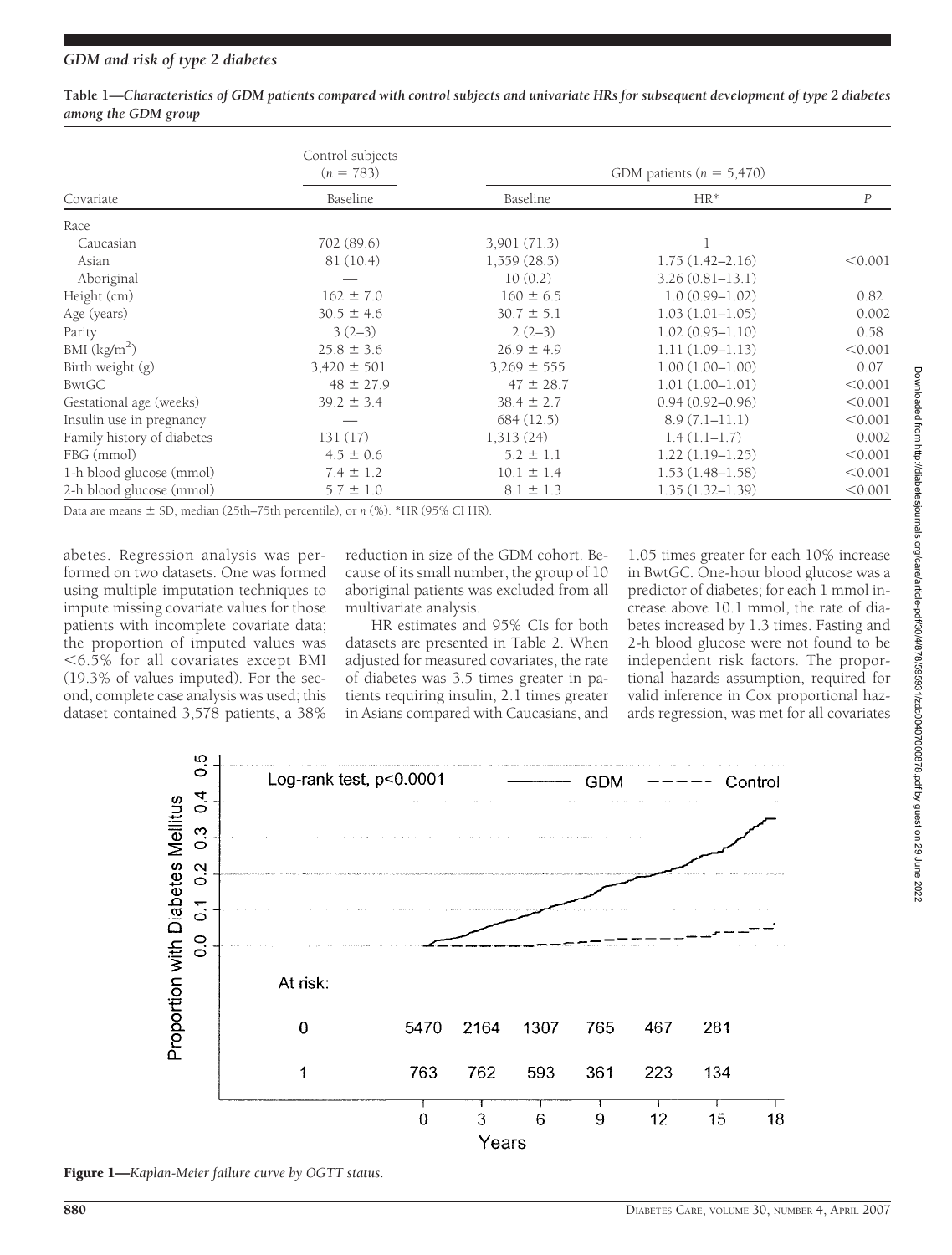**Table 1—Characteristics of GDM patients compared with control subjects and univariate HRs for subsequent development of type 2 diabetes among the GDM group**

| Covariate | Control subjects ($n$ = 783) | GDM patients ($n$ = 5,470) | | |
|---|---|---|---|---|
| | Baseline | Baseline | HR* | $P$ |
| Race | | | | |
| Caucasian | 702 (89.6) | 3,901 (71.3) | 1 | |
| Asian | 81 (10.4) | 1,559 (28.5) | 1.75 (1.42–2.16) | <0.001 |
| Aboriginal | — | 10 (0.2) | 3.26 (0.81–13.1) | |
| Height (cm) | 162 ± 7.0 | 160 ± 6.5 | 1.0 (0.99–1.02) | 0.82 |
| Age (years) | 30.5 ± 4.6 | 30.7 ± 5.1 | 1.03 (1.01–1.05) | 0.002 |
| Parity | 3 (2–3) | 2 (2–3) | 1.02 (0.95–1.10) | 0.58 |
| BMI (kg/m$^2$) | 25.8 ± 3.6 | 26.9 ± 4.9 | 1.11 (1.09–1.13) | <0.001 |
| Birth weight (g) | 3,420 ± 501 | 3,269 ± 555 | 1.00 (1.00–1.00) | 0.07 |
| BwtGC | 48 ± 27.9 | 47 ± 28.7 | 1.01 (1.00–1.01) | <0.001 |
| Gestational age (weeks) | 39.2 ± 3.4 | 38.4 ± 2.7 | 0.94 (0.92–0.96) | <0.001 |
| Insulin use in pregnancy | — | 684 (12.5) | 8.9 (7.1–11.1) | <0.001 |
| Family history of diabetes | 131 (17) | 1,313 (24) | 1.4 (1.1–1.7) | 0.002 |
| FBG (mmol) | 4.5 ± 0.6 | 5.2 ± 1.1 | 1.22 (1.19–1.25) | <0.001 |
| 1-h blood glucose (mmol) | 7.4 ± 1.2 | 10.1 ± 1.4 | 1.53 (1.48–1.58) | <0.001 |
| 2-h blood glucose (mmol) | 5.7 ± 1.0 | 8.1 ± 1.3 | 1.35 (1.32–1.39) | <0.001 |

Data are means ± SD, median (25th–75th percentile), or $n$ (%). *HR (95% CI HR).

abetes. Regression analysis was performed on two datasets. One was formed using multiple imputation techniques to impute missing covariate values for those patients with incomplete covariate data; the proportion of imputed values was <6.5% for all covariates except BMI (19.3% of values imputed). For the second, complete case analysis was used; this dataset contained 3,578 patients, a 38% reduction in size of the GDM cohort. Because of its small number, the group of 10 aboriginal patients was excluded from all multivariate analysis.

HR estimates and 95% CIs for both datasets are presented in Table 2. When adjusted for measured covariates, the rate of diabetes was 3.5 times greater in patients requiring insulin, 2.1 times greater in Asians compared with Caucasians, and 1.05 times greater for each 10% increase in BwtGC. One-hour blood glucose was a predictor of diabetes; for each 1 mmol increase above 10.1 mmol, the rate of diabetes increased by 1.3 times. Fasting and 2-h blood glucose were not found to be independent risk factors. The proportional hazards assumption, required for valid inference in Cox proportional hazards regression, was met for all covariates

**Figure 1**—*Kaplan-Meier failure curve by OGTT status.*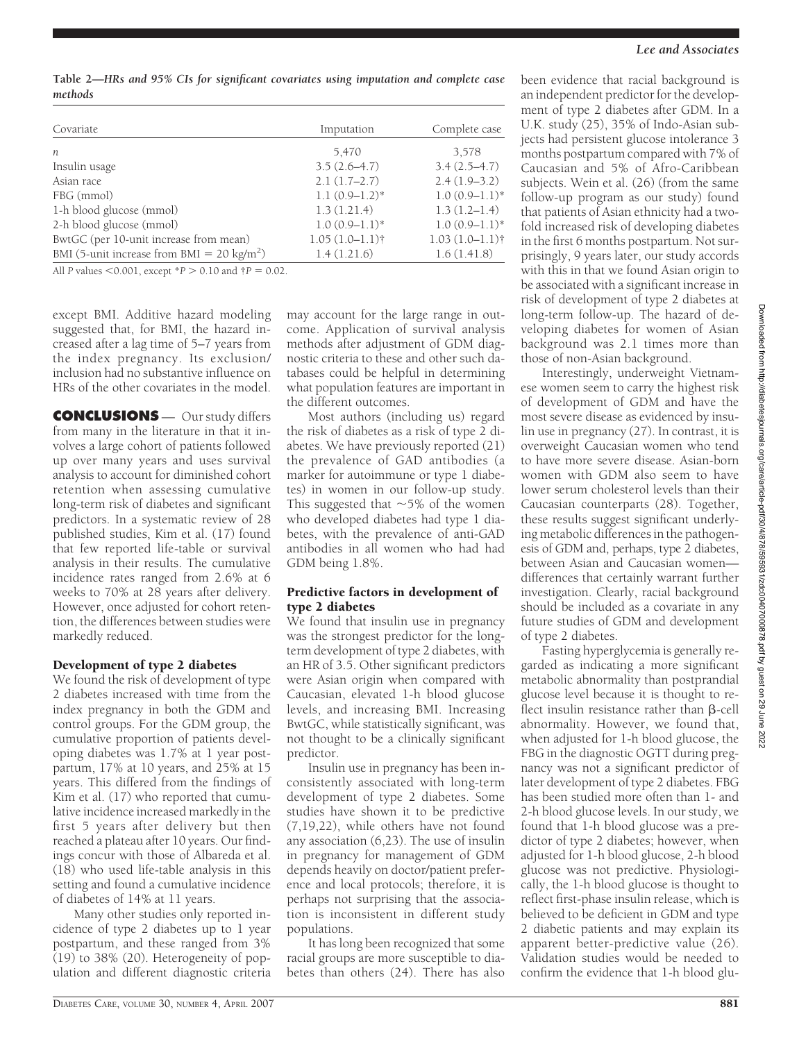**Table 2—HRs and 95% CIs for significant covariates using imputation and complete case methods**

| Covariate | Imputation | Complete case |
|---|---|---|
| *n* | 5,470 | 3,578 |
| Insulin usage | 3.5 (2.6–4.7) | 3.4 (2.5–4.7) |
| Asian race | 2.1 (1.7–2.7) | 2.4 (1.9–3.2) |
| FBG (mmol) | 1.1 (0.9–1.2)* | 1.0 (0.9–1.1)* |
| 1-h blood glucose (mmol) | 1.3 (1.21.4) | 1.3 (1.2–1.4) |
| 2-h blood glucose (mmol) | 1.0 (0.9–1.1)* | 1.0 (0.9–1.1)* |
| BwtGC (per 10-unit increase from mean) | 1.05 (1.0–1.1)† | 1.03 (1.0–1.1)† |
| BMI (5-unit increase from BMI = 20 kg/m$^2$) | 1.4 (1.21.6) | 1.6 (1.41.8) |

All *P* values <0.001, except \*$P > 0.10$ and †$P = 0.02$.

except BMI. Additive hazard modeling suggested that, for BMI, the hazard increased after a lag time of 5–7 years from the index pregnancy. Its exclusion/inclusion had no substantive influence on HRs of the other covariates in the model.

## CONCLUSIONS

Our study differs from many in the literature in that it involves a large cohort of patients followed up over many years and uses survival analysis to account for diminished cohort retention when assessing cumulative long-term risk of diabetes and significant predictors. In a systematic review of 28 published studies, Kim et al. (17) found that few reported life-table or survival analysis in their results. The cumulative incidence rates ranged from 2.6% at 6 weeks to 70% at 28 years after delivery. However, once adjusted for cohort retention, the differences between studies were markedly reduced.

### Development of type 2 diabetes

We found the risk of development of type 2 diabetes increased with time from the index pregnancy in both the GDM and control groups. For the GDM group, the cumulative proportion of patients developing diabetes was 1.7% at 1 year postpartum, 17% at 10 years, and 25% at 15 years. This differed from the findings of Kim et al. (17) who reported that cumulative incidence increased markedly in the first 5 years after delivery but then reached a plateau after 10 years. Our findings concur with those of Albareda et al. (18) who used life-table analysis in this setting and found a cumulative incidence of diabetes of 14% at 11 years.

Many other studies only reported incidence of type 2 diabetes up to 1 year postpartum, and these ranged from 3% (19) to 38% (20). Heterogeneity of population and different diagnostic criteria may account for the large range in outcome. Application of survival analysis methods after adjustment of GDM diagnostic criteria to these and other such databases could be helpful in determining what population features are important in the different outcomes.

Most authors (including us) regard the risk of diabetes as a risk of type 2 diabetes. We have previously reported (21) the prevalence of GAD antibodies (a marker for autoimmune or type 1 diabetes) in women in our follow-up study. This suggested that ~5% of the women who developed diabetes had type 1 diabetes, with the prevalence of anti-GAD antibodies in all women who had had GDM being 1.8%.

### Predictive factors in development of type 2 diabetes

We found that insulin use in pregnancy was the strongest predictor for the long-term development of type 2 diabetes, with an HR of 3.5. Other significant predictors were Asian origin when compared with Caucasian, elevated 1-h blood glucose levels, and increasing BMI. Increasing BwtGC, while statistically significant, was not thought to be a clinically significant predictor.

Insulin use in pregnancy has been inconsistently associated with long-term development of type 2 diabetes. Some studies have shown it to be predictive (7,19,22), while others have not found any association (6,23). The use of insulin in pregnancy for management of GDM depends heavily on doctor/patient preference and local protocols; therefore, it is perhaps not surprising that the association is inconsistent in different study populations.

It has long been recognized that some racial groups are more susceptible to diabetes than others (24). There has also been evidence that racial background is an independent predictor for the development of type 2 diabetes after GDM. In a U.K. study (25), 35% of Indo-Asian subjects had persistent glucose intolerance 3 months postpartum compared with 7% of Caucasian and 5% of Afro-Caribbean subjects. Wein et al. (26) (from the same follow-up program as our study) found that patients of Asian ethnicity had a two-fold increased risk of developing diabetes in the first 6 months postpartum. Not surprisingly, 9 years later, our study accords with this in that we found Asian origin to be associated with a significant increase in risk of development of type 2 diabetes at long-term follow-up. The hazard of developing diabetes for women of Asian background was 2.1 times more than those of non-Asian background.

Interestingly, underweight Vietnamese women seem to carry the highest risk of development of GDM and have the most severe disease as evidenced by insulin use in pregnancy (27). In contrast, it is overweight Caucasian women who tend to have more severe disease. Asian-born women with GDM also seem to have lower serum cholesterol levels than their Caucasian counterparts (28). Together, these results suggest significant underlying metabolic differences in the pathogenesis of GDM and, perhaps, type 2 diabetes, between Asian and Caucasian women—differences that certainly warrant further investigation. Clearly, racial background should be included as a covariate in any future studies of GDM and development of type 2 diabetes.

Fasting hyperglycemia is generally regarded as indicating a more significant metabolic abnormality than postprandial glucose level because it is thought to reflect insulin resistance rather than β-cell abnormality. However, we found that, when adjusted for 1-h blood glucose, the FBG in the diagnostic OGTT during pregnancy was not a significant predictor of later development of type 2 diabetes. FBG has been studied more often than 1- and 2-h blood glucose levels. In our study, we found that 1-h blood glucose was a predictor of type 2 diabetes; however, when adjusted for 1-h blood glucose, 2-h blood glucose was not predictive. Physiologically, the 1-h blood glucose is thought to reflect first-phase insulin release, which is believed to be deficient in GDM and type 2 diabetic patients and may explain its apparent better-predictive value (26). Validation studies would be needed to confirm the evidence that 1-h blood glu-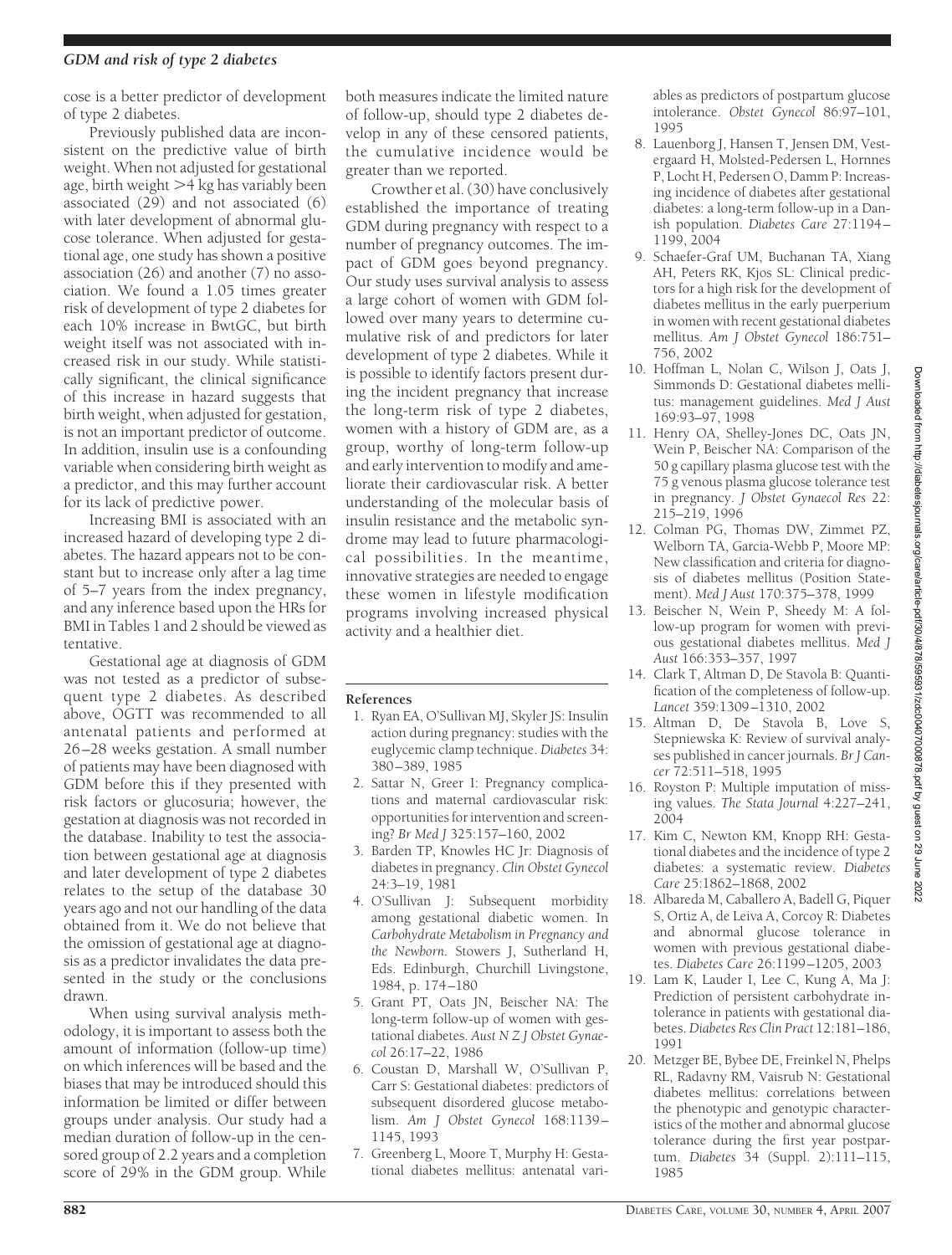cose is a better predictor of development of type 2 diabetes.

Previously published data are inconsistent on the predictive value of birth weight. When not adjusted for gestational age, birth weight >4 kg has variably been associated (29) and not associated (6) with later development of abnormal glucose tolerance. When adjusted for gestational age, one study has shown a positive association (26) and another (7) no association. We found a 1.05 times greater risk of development of type 2 diabetes for each 10% increase in BwtGC, but birth weight itself was not associated with increased risk in our study. While statistically significant, the clinical significance of this increase in hazard suggests that birth weight, when adjusted for gestation, is not an important predictor of outcome. In addition, insulin use is a confounding variable when considering birth weight as a predictor, and this may further account for its lack of predictive power.

Increasing BMI is associated with an increased hazard of developing type 2 diabetes. The hazard appears not to be constant but to increase only after a lag time of 5–7 years from the index pregnancy, and any inference based upon the HRs for BMI in Tables 1 and 2 should be viewed as tentative.

Gestational age at diagnosis of GDM was not tested as a predictor of subsequent type 2 diabetes. As described above, OGTT was recommended to all antenatal patients and performed at 26–28 weeks gestation. A small number of patients may have been diagnosed with GDM before this if they presented with risk factors or glucosuria; however, the gestation at diagnosis was not recorded in the database. Inability to test the association between gestational age at diagnosis and later development of type 2 diabetes relates to the setup of the database 30 years ago and not our handling of the data obtained from it. We do not believe that the omission of gestational age at diagnosis as a predictor invalidates the data presented in the study or the conclusions drawn.

When using survival analysis methodology, it is important to assess both the amount of information (follow-up time) on which inferences will be based and the biases that may be introduced should this information be limited or differ between groups under analysis. Our study had a median duration of follow-up in the censored group of 2.2 years and a completion score of 29% in the GDM group. While both measures indicate the limited nature of follow-up, should type 2 diabetes develop in any of these censored patients, the cumulative incidence would be greater than we reported.

Crowther et al. (30) have conclusively established the importance of treating GDM during pregnancy with respect to a number of pregnancy outcomes. The impact of GDM goes beyond pregnancy. Our study uses survival analysis to assess a large cohort of women with GDM followed over many years to determine cumulative risk of and predictors for later development of type 2 diabetes. While it is possible to identify factors present during the incident pregnancy that increase the long-term risk of type 2 diabetes, women with a history of GDM are, as a group, worthy of long-term follow-up and early intervention to modify and ameliorate their cardiovascular risk. A better understanding of the molecular basis of insulin resistance and the metabolic syndrome may lead to future pharmacological possibilities. In the meantime, innovative strategies are needed to engage these women in lifestyle modification programs involving increased physical activity and a healthier diet.

## References

1. Ryan EA, O'Sullivan MJ, Skyler JS: Insulin action during pregnancy: studies with the euglycemic clamp technique. *Diabetes* 34: 380–389, 1985
2. Sattar N, Greer I: Pregnancy complications and maternal cardiovascular risk: opportunities for intervention and screening? *Br Med J* 325:157–160, 2002
3. Barden TP, Knowles HC Jr: Diagnosis of diabetes in pregnancy. *Clin Obstet Gynecol* 24:3–19, 1981
4. O'Sullivan J: Subsequent morbidity among gestational diabetic women. In *Carbohydrate Metabolism in Pregnancy and the Newborn*. Stowers J, Sutherland H, Eds. Edinburgh, Churchill Livingstone, 1984, p. 174–180
5. Grant PT, Oats JN, Beischer NA: The long-term follow-up of women with gestational diabetes. *Aust N Z J Obstet Gynaecol* 26:17–22, 1986
6. Coustan D, Marshall W, O'Sullivan P, Carr S: Gestational diabetes: predictors of subsequent disordered glucose metabolism. *Am J Obstet Gynecol* 168:1139–1145, 1993
7. Greenberg L, Moore T, Murphy H: Gestational diabetes mellitus: antenatal variables as predictors of postpartum glucose intolerance. *Obstet Gynecol* 86:97–101, 1995
8. Lauenborg J, Hansen T, Jensen DM, Vestergaard H, Molsted-Pedersen L, Hornnes P, Locht H, Pedersen O, Damm P: Increasing incidence of diabetes after gestational diabetes: a long-term follow-up in a Danish population. *Diabetes Care* 27:1194–1199, 2004
9. Schaefer-Graf UM, Buchanan TA, Xiang AH, Peters RK, Kjos SL: Clinical predictors for a high risk for the development of diabetes mellitus in the early puerperium in women with recent gestational diabetes mellitus. *Am J Obstet Gynecol* 186:751–756, 2002
10. Hoffman L, Nolan C, Wilson J, Oats J, Simmonds D: Gestational diabetes mellitus: management guidelines. *Med J Aust* 169:93–97, 1998
11. Henry OA, Shelley-Jones DC, Oats JN, Wein P, Beischer NA: Comparison of the 50 g capillary plasma glucose test with the 75 g venous plasma glucose tolerance test in pregnancy. *J Obstet Gynaecol Res* 22: 215–219, 1996
12. Colman PG, Thomas DW, Zimmet PZ, Welborn TA, Garcia-Webb P, Moore MP: New classification and criteria for diagnosis of diabetes mellitus (Position Statement). *Med J Aust* 170:375–378, 1999
13. Beischer N, Wein P, Sheedy M: A follow-up program for women with previous gestational diabetes mellitus. *Med J Aust* 166:353–357, 1997
14. Clark T, Altman D, De Stavola B: Quantification of the completeness of follow-up. *Lancet* 359:1309–1310, 2002
15. Altman D, De Stavola B, Love S, Stepniewska K: Review of survival analyses published in cancer journals. *Br J Cancer* 72:511–518, 1995
16. Royston P: Multiple imputation of missing values. *The Stata Journal* 4:227–241, 2004
17. Kim C, Newton KM, Knopp RH: Gestational diabetes and the incidence of type 2 diabetes: a systematic review. *Diabetes Care* 25:1862–1868, 2002
18. Albareda M, Caballero A, Badell G, Piquer S, Ortiz A, de Leiva A, Corcoy R: Diabetes and abnormal glucose tolerance in women with previous gestational diabetes. *Diabetes Care* 26:1199–1205, 2003
19. Lam K, Lauder I, Lee C, Kung A, Ma J: Prediction of persistent carbohydrate intolerance in patients with gestational diabetes. *Diabetes Res Clin Pract* 12:181–186, 1991
20. Metzger BE, Bybee DE, Freinkel N, Phelps RL, Radavny RM, Vaisrub N: Gestational diabetes mellitus: correlations between the phenotypic and genotypic characteristics of the mother and abnormal glucose tolerance during the first year postpartum. *Diabetes* 34 (Suppl. 2):111–115, 1985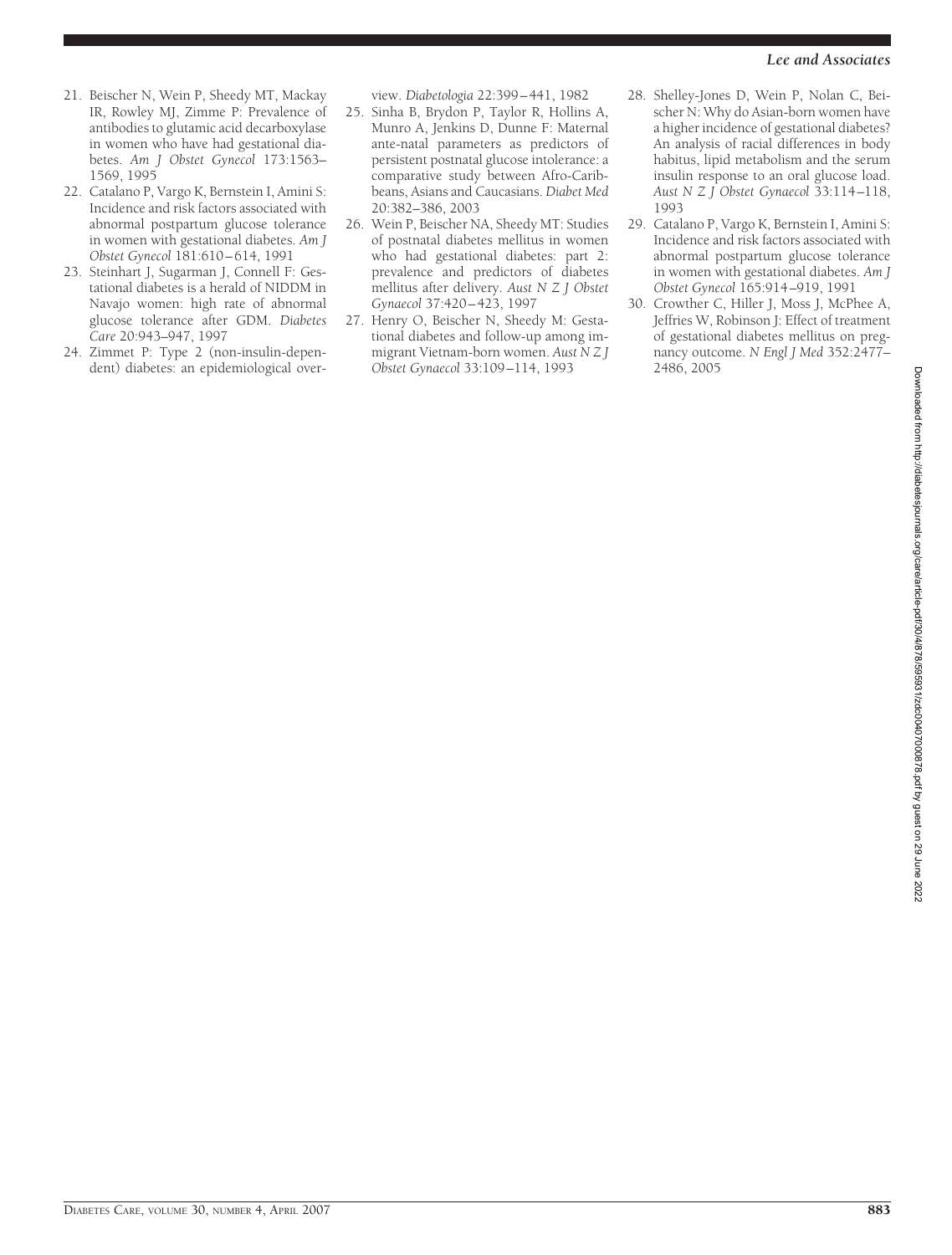21. Beischer N, Wein P, Sheedy MT, Mackay IR, Rowley MJ, Zimme P: Prevalence of antibodies to glutamic acid decarboxylase in women who have had gestational diabetes. *Am J Obstet Gynecol* 173:1563–1569, 1995
22. Catalano P, Vargo K, Bernstein I, Amini S: Incidence and risk factors associated with abnormal postpartum glucose tolerance in women with gestational diabetes. *Am J Obstet Gynecol* 181:610–614, 1991
23. Steinhart J, Sugarman J, Connell F: Gestational diabetes is a herald of NIDDM in Navajo women: high rate of abnormal glucose tolerance after GDM. *Diabetes Care* 20:943–947, 1997
24. Zimmet P: Type 2 (non-insulin-dependent) diabetes: an epidemiological overview. *Diabetologia* 22:399–441, 1982
25. Sinha B, Brydon P, Taylor R, Hollins A, Munro A, Jenkins D, Dunne F: Maternal ante-natal parameters as predictors of persistent postnatal glucose intolerance: a comparative study between Afro-Caribbeans, Asians and Caucasians. *Diabet Med* 20:382–386, 2003
26. Wein P, Beischer NA, Sheedy MT: Studies of postnatal diabetes mellitus in women who had gestational diabetes: part 2: prevalence and predictors of diabetes mellitus after delivery. *Aust N Z J Obstet Gynaecol* 37:420–423, 1997
27. Henry O, Beischer N, Sheedy M: Gestational diabetes and follow-up among immigrant Vietnam-born women. *Aust N Z J Obstet Gynaecol* 33:109–114, 1993
28. Shelley-Jones D, Wein P, Nolan C, Beischer N: Why do Asian-born women have a higher incidence of gestational diabetes? An analysis of racial differences in body habitus, lipid metabolism and the serum insulin response to an oral glucose load. *Aust N Z J Obstet Gynaecol* 33:114–118, 1993
29. Catalano P, Vargo K, Bernstein I, Amini S: Incidence and risk factors associated with abnormal postpartum glucose tolerance in women with gestational diabetes. *Am J Obstet Gynecol* 165:914–919, 1991
30. Crowther C, Hiller J, Moss J, McPhee A, Jeffries W, Robinson J: Effect of treatment of gestational diabetes mellitus on pregnancy outcome. *N Engl J Med* 352:2477–2486, 2005